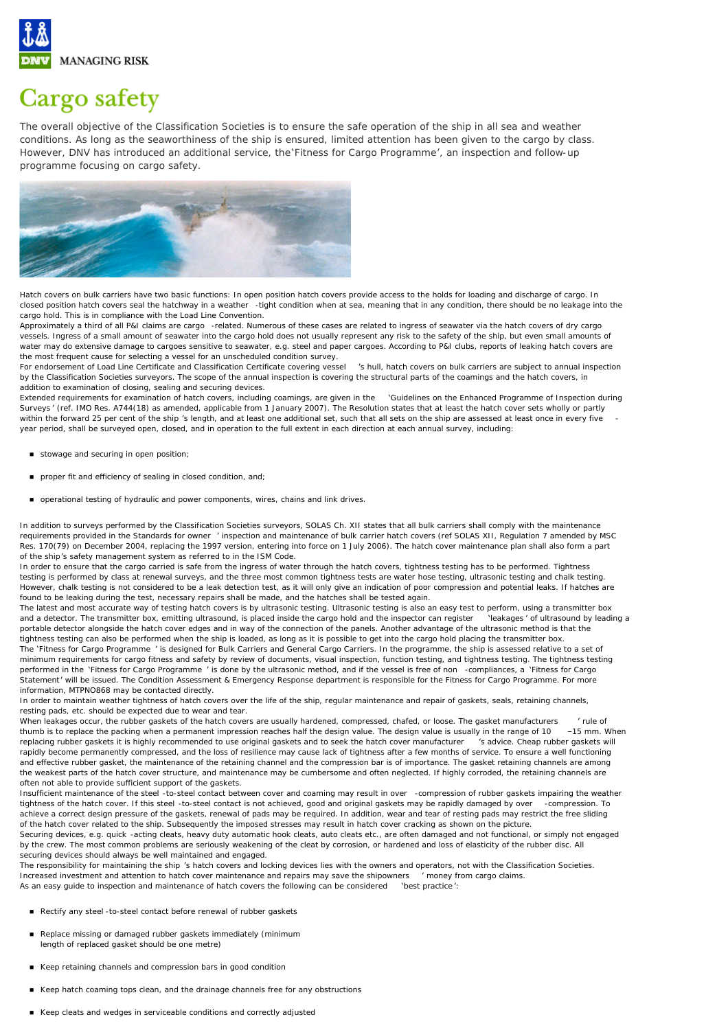DNV MANAGING RISK

# Cargo safety

The overall objective of the Classification Societies is to ensure the safe operation of the ship in all sea and weather conditions. As long as the seaworthiness of the ship is ensured, limited attention has been given to the cargo by class. However, DNV has introduced an additional service, the'Fitness for Cargo Programme', an inspection and follow-up programme focusing on cargo safety.

Hatch covers on bulk carriers have two basic functions: In open position hatch covers provide access to the holds for loading and discharge of cargo. In closed position hatch covers seal the hatchway in a weather-tight condition when at sea, meaning that in any condition, there should be no leakage into the cargo hold. This is in compliance with the Load Line Convention.

Approximately a third of all P&I claims are cargo-related. Numerous of these cases are related to ingress of seawater via the hatch covers of dry cargo vessels. Ingress of a small amount of seawater into the cargo hold does not usually represent any risk to the safety of the ship, but even small amounts of water may do extensive damage to cargoes sensitive to seawater, e.g. steel and paper cargoes. According to P&I clubs, reports of leaking hatch covers are the most frequent cause for selecting a vessel for an unscheduled condition survey.

For endorsement of Load Line Certificate and Classification Certificate covering vessel's hull, hatch covers on bulk carriers are subject to annual inspection by the Classification Societies surveyors. The scope of the annual inspection is covering the structural parts of the coamings and the hatch covers, in addition to examination of closing, sealing and securing devices.

Extended requirements for examination of hatch covers, including coamings, are given in the 'Guidelines on the Enhanced Programme of Inspection during Surveys' (ref. IMO Res. A744(18) as amended, applicable from 1 January 2007). The Resolution states that at least the hatch cover sets wholly or partly within the forward 25 per cent of the ship's length, and at least one additional set, such that all sets on the ship are assessed at least once in every five-year period, shall be surveyed open, closed, and in operation to the full extent in each direction at each annual survey, including:

- stowage and securing in open position;
- proper fit and efficiency of sealing in closed condition, and;
- operational testing of hydraulic and power components, wires, chains and link drives.

In addition to surveys performed by the Classification Societies surveyors, SOLAS Ch. XII states that all bulk carriers shall comply with the maintenance requirements provided in the Standards for owner' inspection and maintenance of bulk carrier hatch covers (ref SOLAS XII, Regulation 7 amended by MSC Res. 170(79) on December 2004, replacing the 1997 version, entering into force on 1 July 2006). The hatch cover maintenance plan shall also form a part of the ship's safety management system as referred to in the ISM Code.

In order to ensure that the cargo carried is safe from the ingress of water through the hatch covers, tightness testing has to be performed. Tightness testing is performed by class at renewal surveys, and the three most common tightness tests are water hose testing, ultrasonic testing and chalk testing. However, chalk testing is not considered to be a leak detection test, as it will only give an indication of poor compression and potential leaks. If hatches are found to be leaking during the test, necessary repairs shall be made, and the hatches shall be tested again.

The latest and most accurate way of testing hatch covers is by ultrasonic testing. Ultrasonic testing is also an easy test to perform, using a transmitter box and a detector. The transmitter box, emitting ultrasound, is placed inside the cargo hold and the inspector can register 'leakages' of ultrasound by leading a portable detector alongside the hatch cover edges and in way of the connection of the panels. Another advantage of the ultrasonic method is that the tightness testing can also be performed when the ship is loaded, as long as it is possible to get into the cargo hold placing the transmitter box.

The 'Fitness for Cargo Programme' is designed for Bulk Carriers and General Cargo Carriers. In the programme, the ship is assessed relative to a set of minimum requirements for cargo fitness and safety by review of documents, visual inspection, function testing, and tightness testing. The tightness testing performed in the 'Fitness for Cargo Programme' is done by the ultrasonic method, and if the vessel is free of non-compliances, a 'Fitness for Cargo Statement' will be issued. The Condition Assessment & Emergency Response department is responsible for the Fitness for Cargo Programme. For more information, MTPNO868 may be contacted directly.

In order to maintain weather tightness of hatch covers over the life of the ship, regular maintenance and repair of gaskets, seals, retaining channels, resting pads, etc. should be expected due to wear and tear.

When leakages occur, the rubber gaskets of the hatch covers are usually hardened, compressed, chafed, or loose. The gasket manufacturers' rule of thumb is to replace the packing when a permanent impression reaches half the design value. The design value is usually in the range of 10–15 mm. When replacing rubber gaskets it is highly recommended to use original gaskets and to seek the hatch cover manufacturer's advice. Cheap rubber gaskets will rapidly become permanently compressed, and the loss of resilience may cause lack of tightness after a few months of service. To ensure a well functioning and effective rubber gasket, the maintenance of the retaining channel and the compression bar is of importance. The gasket retaining channels are among the weakest parts of the hatch cover structure, and maintenance may be cumbersome and often neglected. If highly corroded, the retaining channels are often not able to provide sufficient support of the gaskets.

Insufficient maintenance of the steel-to-steel contact between cover and coaming may result in over-compression of rubber gaskets impairing the weather tightness of the hatch cover. If this steel-to-steel contact is not achieved, good and original gaskets may be rapidly damaged by over-compression. To achieve a correct design pressure of the gaskets, renewal of pads may be required. In addition, wear and tear of resting pads may restrict the free sliding of the hatch cover related to the ship. Subsequently the imposed stresses may result in hatch cover cracking as shown on the picture.

Securing devices, e.g. quick-acting cleats, heavy duty automatic hook cleats, auto cleats etc., are often damaged and not functional, or simply not engaged by the crew. The most common problems are seriously weakening of the cleat by corrosion, or hardened and loss of elasticity of the rubber disc. All securing devices should always be well maintained and engaged.

The responsibility for maintaining the ship's hatch covers and locking devices lies with the owners and operators, not with the Classification Societies. Increased investment and attention to hatch cover maintenance and repairs may save the shipowners' money from cargo claims.

As an easy guide to inspection and maintenance of hatch covers the following can be considered 'best practice':

- Rectify any steel-to-steel contact before renewal of rubber gaskets
- Replace missing or damaged rubber gaskets immediately (minimum length of replaced gasket should be one metre)
- Keep retaining channels and compression bars in good condition
- Keep hatch coaming tops clean, and the drainage channels free for any obstructions
- Keep cleats and wedges in serviceable conditions and correctly adjusted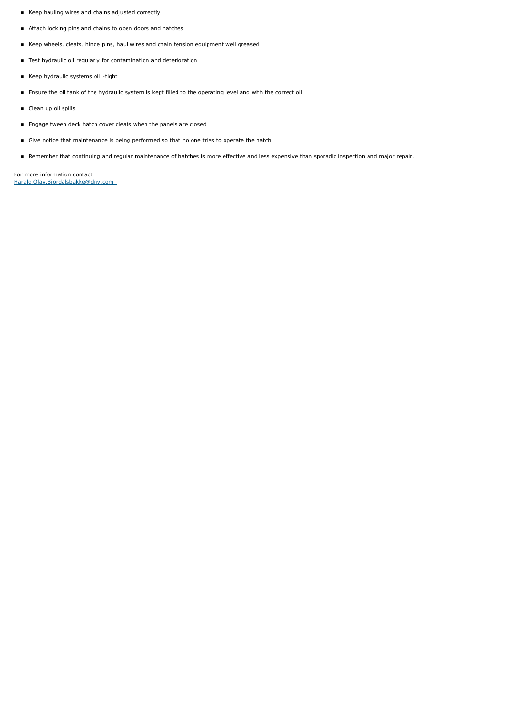- Keep hauling wires and chains adjusted correctly
- Attach locking pins and chains to open doors and hatches
- Keep wheels, cleats, hinge pins, haul wires and chain tension equipment well greased
- Test hydraulic oil regularly for contamination and deterioration
- Keep hydraulic systems oil -tight
- Ensure the oil tank of the hydraulic system is kept filled to the operating level and with the correct oil
- Clean up oil spills
- Engage tween deck hatch cover cleats when the panels are closed
- Give notice that maintenance is being performed so that no one tries to operate the hatch
- Remember that continuing and regular maintenance of hatches is more effective and less expensive than sporadic inspection and major repair.

For more information contact
Harald.Olav.Bjordalsbakke@dnv.com